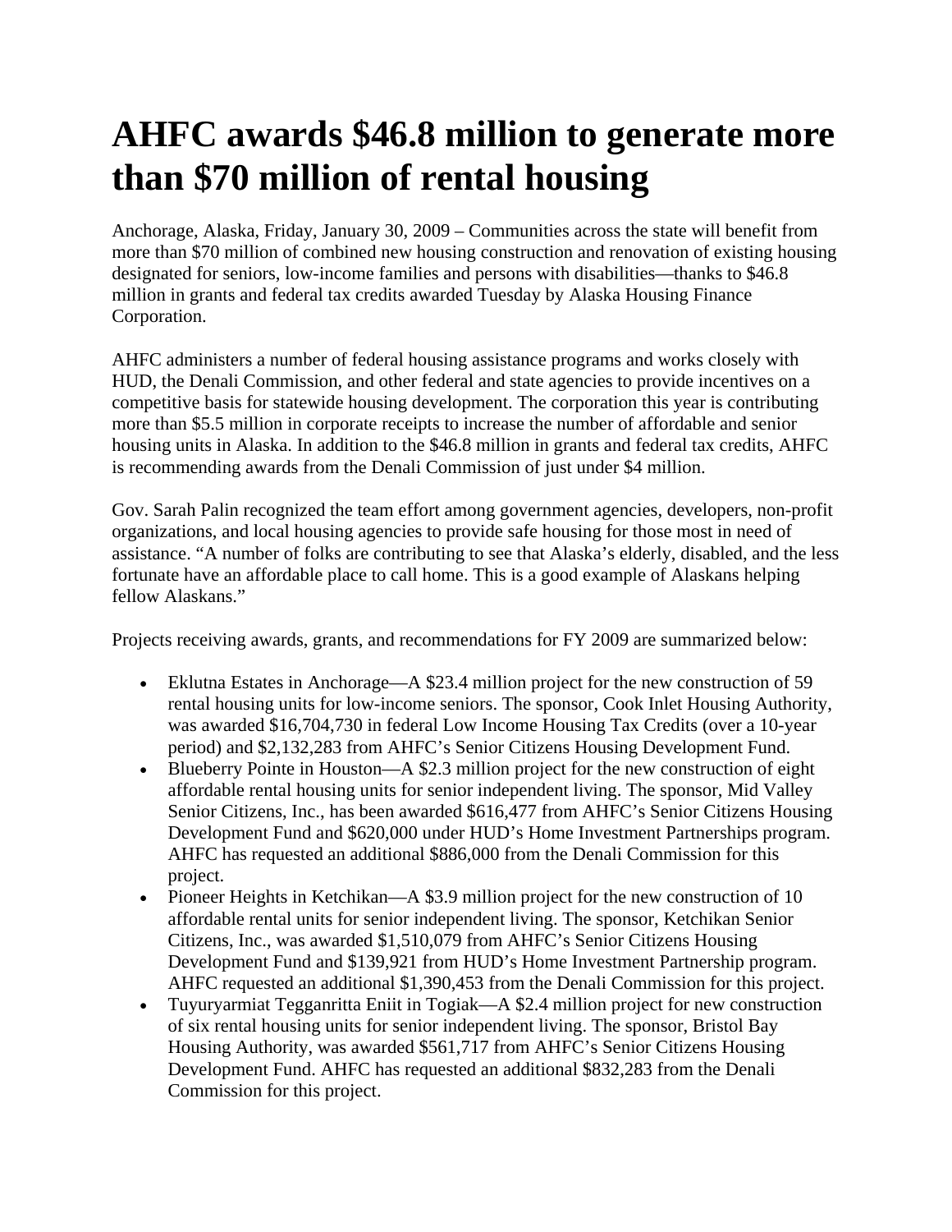# AHFC awards $46.8 million to generate more than $70 million of rental housing

Anchorage, Alaska, Friday, January 30, 2009 – Communities across the state will benefit from more than $70 million of combined new housing construction and renovation of existing housing designated for seniors, low-income families and persons with disabilities—thanks to $46.8 million in grants and federal tax credits awarded Tuesday by Alaska Housing Finance Corporation.

AHFC administers a number of federal housing assistance programs and works closely with HUD, the Denali Commission, and other federal and state agencies to provide incentives on a competitive basis for statewide housing development. The corporation this year is contributing more than $5.5 million in corporate receipts to increase the number of affordable and senior housing units in Alaska. In addition to the $46.8 million in grants and federal tax credits, AHFC is recommending awards from the Denali Commission of just under $4 million.

Gov. Sarah Palin recognized the team effort among government agencies, developers, non-profit organizations, and local housing agencies to provide safe housing for those most in need of assistance. "A number of folks are contributing to see that Alaska's elderly, disabled, and the less fortunate have an affordable place to call home. This is a good example of Alaskans helping fellow Alaskans."

Projects receiving awards, grants, and recommendations for FY 2009 are summarized below:

- Eklutna Estates in Anchorage—A $23.4 million project for the new construction of 59 rental housing units for low-income seniors. The sponsor, Cook Inlet Housing Authority, was awarded $16,704,730 in federal Low Income Housing Tax Credits (over a 10-year period) and $2,132,283 from AHFC's Senior Citizens Housing Development Fund.
- Blueberry Pointe in Houston—A $2.3 million project for the new construction of eight affordable rental housing units for senior independent living. The sponsor, Mid Valley Senior Citizens, Inc., has been awarded $616,477 from AHFC's Senior Citizens Housing Development Fund and $620,000 under HUD's Home Investment Partnerships program. AHFC has requested an additional $886,000 from the Denali Commission for this project.
- Pioneer Heights in Ketchikan—A $3.9 million project for the new construction of 10 affordable rental units for senior independent living. The sponsor, Ketchikan Senior Citizens, Inc., was awarded $1,510,079 from AHFC's Senior Citizens Housing Development Fund and $139,921 from HUD's Home Investment Partnership program. AHFC requested an additional $1,390,453 from the Denali Commission for this project.
- Tuyuryarmiat Tegganritta Eniit in Togiak—A $2.4 million project for new construction of six rental housing units for senior independent living. The sponsor, Bristol Bay Housing Authority, was awarded $561,717 from AHFC's Senior Citizens Housing Development Fund. AHFC has requested an additional $832,283 from the Denali Commission for this project.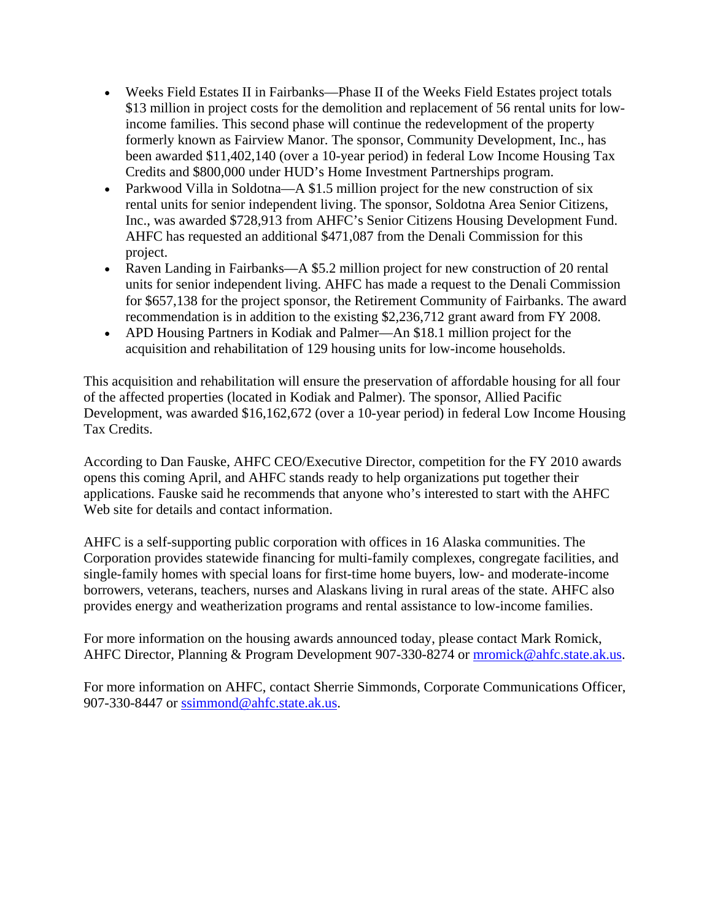- Weeks Field Estates II in Fairbanks—Phase II of the Weeks Field Estates project totals $13 million in project costs for the demolition and replacement of 56 rental units for low-income families. This second phase will continue the redevelopment of the property formerly known as Fairview Manor. The sponsor, Community Development, Inc., has been awarded $11,402,140 (over a 10-year period) in federal Low Income Housing Tax Credits and $800,000 under HUD's Home Investment Partnerships program.
- Parkwood Villa in Soldotna—A $1.5 million project for the new construction of six rental units for senior independent living. The sponsor, Soldotna Area Senior Citizens, Inc., was awarded $728,913 from AHFC's Senior Citizens Housing Development Fund. AHFC has requested an additional $471,087 from the Denali Commission for this project.
- Raven Landing in Fairbanks—A $5.2 million project for new construction of 20 rental units for senior independent living. AHFC has made a request to the Denali Commission for $657,138 for the project sponsor, the Retirement Community of Fairbanks. The award recommendation is in addition to the existing $2,236,712 grant award from FY 2008.
- APD Housing Partners in Kodiak and Palmer—An $18.1 million project for the acquisition and rehabilitation of 129 housing units for low-income households.

This acquisition and rehabilitation will ensure the preservation of affordable housing for all four of the affected properties (located in Kodiak and Palmer). The sponsor, Allied Pacific Development, was awarded $16,162,672 (over a 10-year period) in federal Low Income Housing Tax Credits.

According to Dan Fauske, AHFC CEO/Executive Director, competition for the FY 2010 awards opens this coming April, and AHFC stands ready to help organizations put together their applications. Fauske said he recommends that anyone who's interested to start with the AHFC Web site for details and contact information.

AHFC is a self-supporting public corporation with offices in 16 Alaska communities. The Corporation provides statewide financing for multi-family complexes, congregate facilities, and single-family homes with special loans for first-time home buyers, low- and moderate-income borrowers, veterans, teachers, nurses and Alaskans living in rural areas of the state. AHFC also provides energy and weatherization programs and rental assistance to low-income families.

For more information on the housing awards announced today, please contact Mark Romick, AHFC Director, Planning & Program Development 907-330-8274 or mromick@ahfc.state.ak.us.

For more information on AHFC, contact Sherrie Simmonds, Corporate Communications Officer, 907-330-8447 or ssimmond@ahfc.state.ak.us.